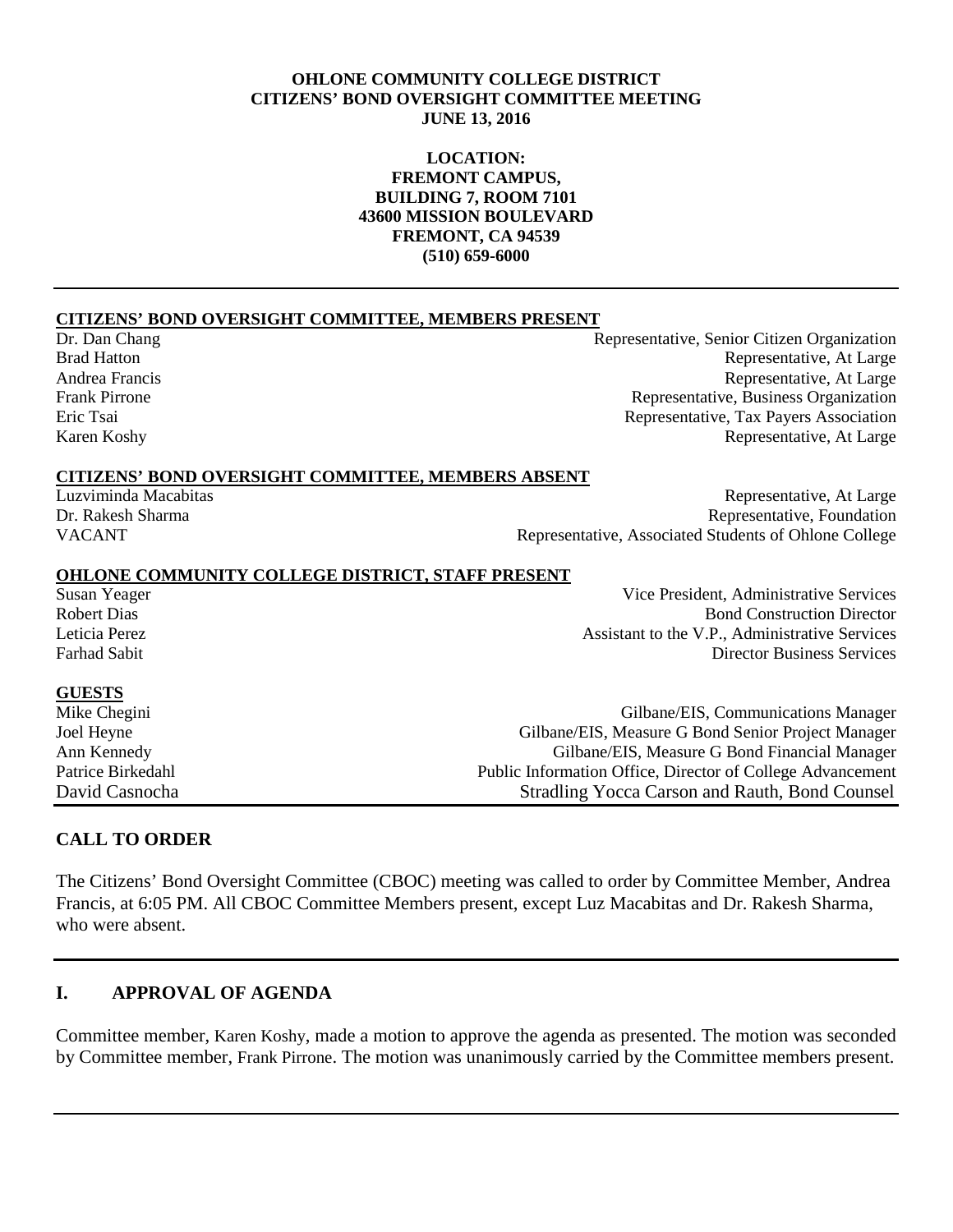**OHLONE COMMUNITY COLLEGE DISTRICT**
**CITIZENS' BOND OVERSIGHT COMMITTEE MEETING**
**JUNE 13, 2016**

**LOCATION:**
**FREMONT CAMPUS,**
**BUILDING 7, ROOM 7101**
**43600 MISSION BOULEVARD**
**FREMONT, CA 94539**
**(510) 659-6000**

---

**CITIZENS' BOND OVERSIGHT COMMITTEE, MEMBERS PRESENT**

| | |
|---|---|
| Dr. Dan Chang | Representative, Senior Citizen Organization |
| Brad Hatton | Representative, At Large |
| Andrea Francis | Representative, At Large |
| Frank Pirrone | Representative, Business Organization |
| Eric Tsai | Representative, Tax Payers Association |
| Karen Koshy | Representative, At Large |

**CITIZENS' BOND OVERSIGHT COMMITTEE, MEMBERS ABSENT**

| | |
|---|---|
| Luzviminda Macabitas | Representative, At Large |
| Dr. Rakesh Sharma | Representative, Foundation |
| VACANT | Representative, Associated Students of Ohlone College |

**OHLONE COMMUNITY COLLEGE DISTRICT, STAFF PRESENT**

| | |
|---|---|
| Susan Yeager | Vice President, Administrative Services |
| Robert Dias | Bond Construction Director |
| Leticia Perez | Assistant to the V.P., Administrative Services |
| Farhad Sabit | Director Business Services |

**GUESTS**

| | |
|---|---|
| Mike Chegini | Gilbane/EIS, Communications Manager |
| Joel Heyne | Gilbane/EIS, Measure G Bond Senior Project Manager |
| Ann Kennedy | Gilbane/EIS, Measure G Bond Financial Manager |
| Patrice Birkedahl | Public Information Office, Director of College Advancement |
| David Casnocha | Stradling Yocca Carson and Rauth, Bond Counsel |

## CALL TO ORDER

The Citizens' Bond Oversight Committee (CBOC) meeting was called to order by Committee Member, Andrea Francis, at 6:05 PM. All CBOC Committee Members present, except Luz Macabitas and Dr. Rakesh Sharma, who were absent.

---

## I. APPROVAL OF AGENDA

Committee member, Karen Koshy, made a motion to approve the agenda as presented. The motion was seconded by Committee member, Frank Pirrone. The motion was unanimously carried by the Committee members present.

---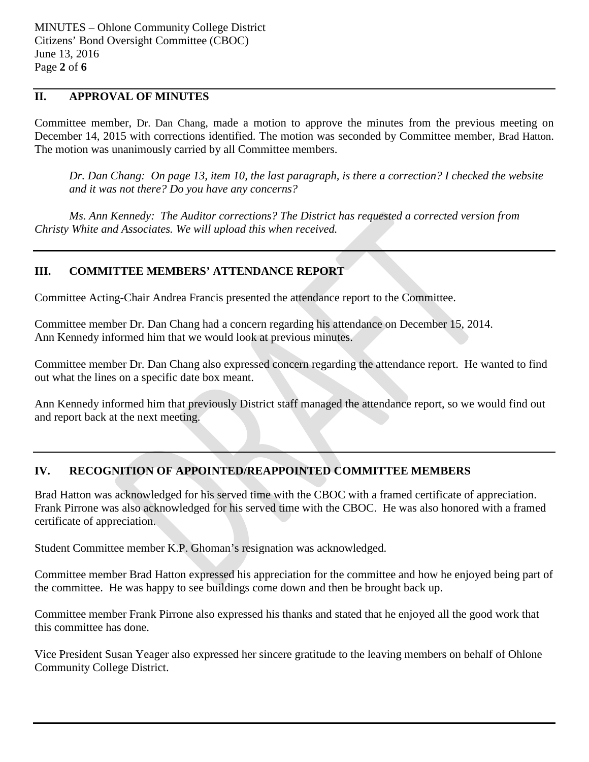## II. APPROVAL OF MINUTES

Committee member, Dr. Dan Chang, made a motion to approve the minutes from the previous meeting on December 14, 2015 with corrections identified. The motion was seconded by Committee member, Brad Hatton. The motion was unanimously carried by all Committee members.

*Dr. Dan Chang: On page 13, item 10, the last paragraph, is there a correction? I checked the website and it was not there? Do you have any concerns?*

*Ms. Ann Kennedy: The Auditor corrections? The District has requested a corrected version from Christy White and Associates. We will upload this when received.*

## III. COMMITTEE MEMBERS' ATTENDANCE REPORT

Committee Acting-Chair Andrea Francis presented the attendance report to the Committee.

Committee member Dr. Dan Chang had a concern regarding his attendance on December 15, 2014. Ann Kennedy informed him that we would look at previous minutes.

Committee member Dr. Dan Chang also expressed concern regarding the attendance report. He wanted to find out what the lines on a specific date box meant.

Ann Kennedy informed him that previously District staff managed the attendance report, so we would find out and report back at the next meeting.

## IV. RECOGNITION OF APPOINTED/REAPPOINTED COMMITTEE MEMBERS

Brad Hatton was acknowledged for his served time with the CBOC with a framed certificate of appreciation. Frank Pirrone was also acknowledged for his served time with the CBOC. He was also honored with a framed certificate of appreciation.

Student Committee member K.P. Ghoman's resignation was acknowledged.

Committee member Brad Hatton expressed his appreciation for the committee and how he enjoyed being part of the committee. He was happy to see buildings come down and then be brought back up.

Committee member Frank Pirrone also expressed his thanks and stated that he enjoyed all the good work that this committee has done.

Vice President Susan Yeager also expressed her sincere gratitude to the leaving members on behalf of Ohlone Community College District.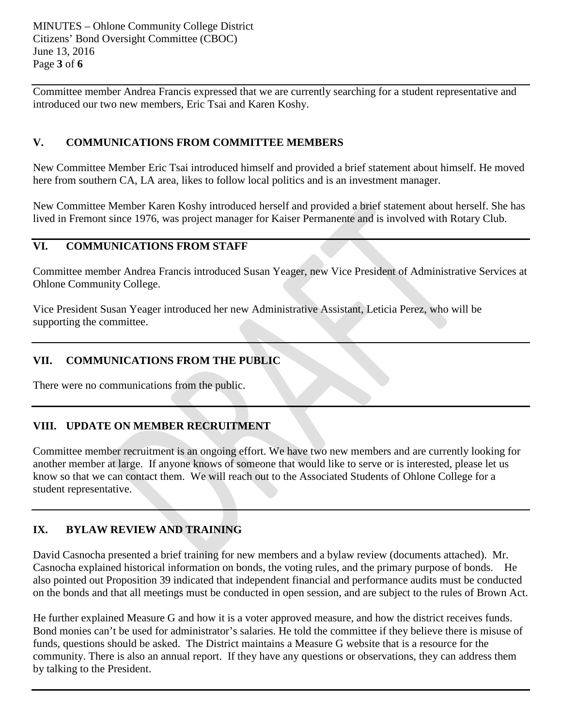Committee member Andrea Francis expressed that we are currently searching for a student representative and introduced our two new members, Eric Tsai and Karen Koshy.

## V. COMMUNICATIONS FROM COMMITTEE MEMBERS

New Committee Member Eric Tsai introduced himself and provided a brief statement about himself. He moved here from southern CA, LA area, likes to follow local politics and is an investment manager.

New Committee Member Karen Koshy introduced herself and provided a brief statement about herself. She has lived in Fremont since 1976, was project manager for Kaiser Permanente and is involved with Rotary Club.

## VI. COMMUNICATIONS FROM STAFF

Committee member Andrea Francis introduced Susan Yeager, new Vice President of Administrative Services at Ohlone Community College.

Vice President Susan Yeager introduced her new Administrative Assistant, Leticia Perez, who will be supporting the committee.

## VII. COMMUNICATIONS FROM THE PUBLIC

There were no communications from the public.

## VIII. UPDATE ON MEMBER RECRUITMENT

Committee member recruitment is an ongoing effort. We have two new members and are currently looking for another member at large. If anyone knows of someone that would like to serve or is interested, please let us know so that we can contact them. We will reach out to the Associated Students of Ohlone College for a student representative.

## IX. BYLAW REVIEW AND TRAINING

David Casnocha presented a brief training for new members and a bylaw review (documents attached). Mr. Casnocha explained historical information on bonds, the voting rules, and the primary purpose of bonds. He also pointed out Proposition 39 indicated that independent financial and performance audits must be conducted on the bonds and that all meetings must be conducted in open session, and are subject to the rules of Brown Act.

He further explained Measure G and how it is a voter approved measure, and how the district receives funds. Bond monies can't be used for administrator's salaries. He told the committee if they believe there is misuse of funds, questions should be asked. The District maintains a Measure G website that is a resource for the community. There is also an annual report. If they have any questions or observations, they can address them by talking to the President.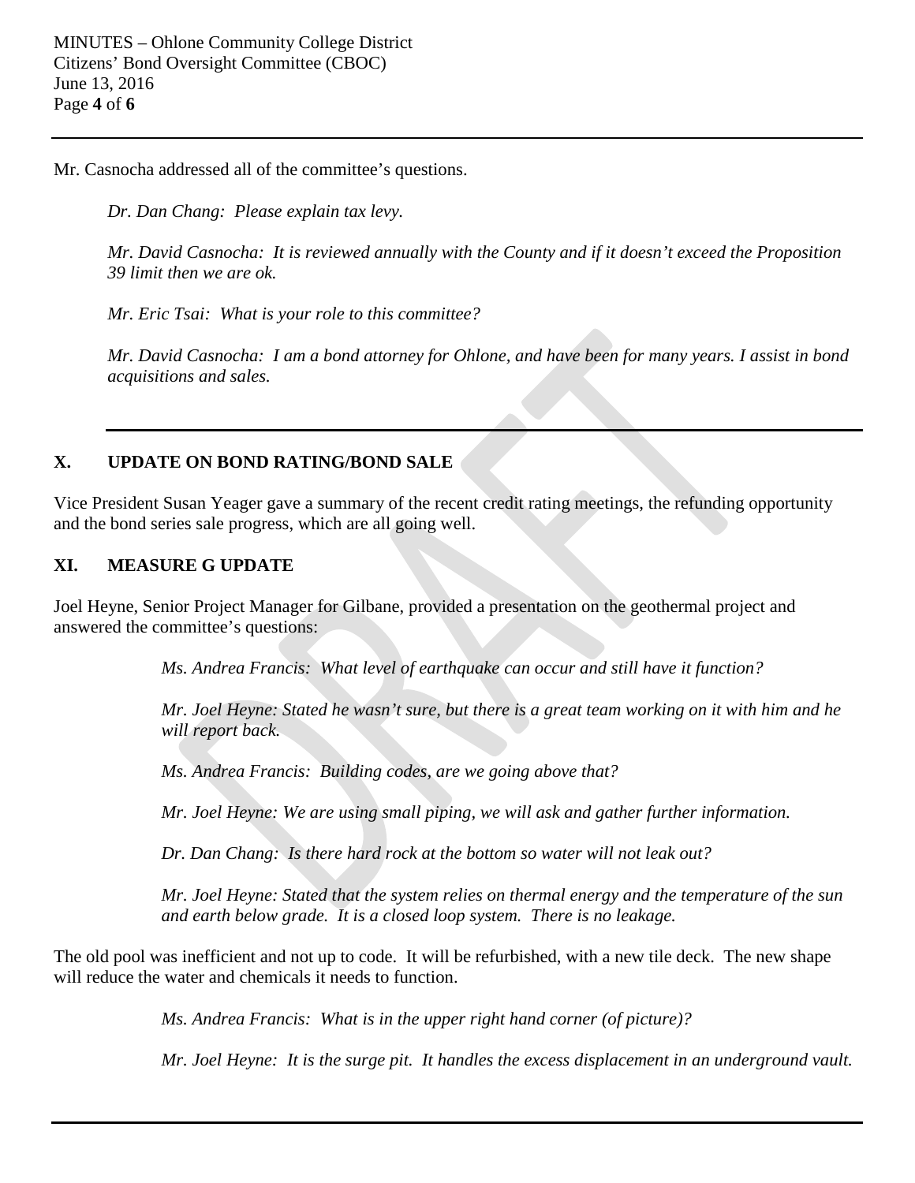Mr. Casnocha addressed all of the committee's questions.

*Dr. Dan Chang: Please explain tax levy.*

*Mr. David Casnocha: It is reviewed annually with the County and if it doesn't exceed the Proposition 39 limit then we are ok.*

*Mr. Eric Tsai: What is your role to this committee?*

*Mr. David Casnocha: I am a bond attorney for Ohlone, and have been for many years. I assist in bond acquisitions and sales.*

---

## X. UPDATE ON BOND RATING/BOND SALE

Vice President Susan Yeager gave a summary of the recent credit rating meetings, the refunding opportunity and the bond series sale progress, which are all going well.

## XI. MEASURE G UPDATE

Joel Heyne, Senior Project Manager for Gilbane, provided a presentation on the geothermal project and answered the committee's questions:

*Ms. Andrea Francis: What level of earthquake can occur and still have it function?*

*Mr. Joel Heyne: Stated he wasn't sure, but there is a great team working on it with him and he will report back.*

*Ms. Andrea Francis: Building codes, are we going above that?*

*Mr. Joel Heyne: We are using small piping, we will ask and gather further information.*

*Dr. Dan Chang: Is there hard rock at the bottom so water will not leak out?*

*Mr. Joel Heyne: Stated that the system relies on thermal energy and the temperature of the sun and earth below grade. It is a closed loop system. There is no leakage.*

The old pool was inefficient and not up to code. It will be refurbished, with a new tile deck. The new shape will reduce the water and chemicals it needs to function.

*Ms. Andrea Francis: What is in the upper right hand corner (of picture)?*

*Mr. Joel Heyne: It is the surge pit. It handles the excess displacement in an underground vault.*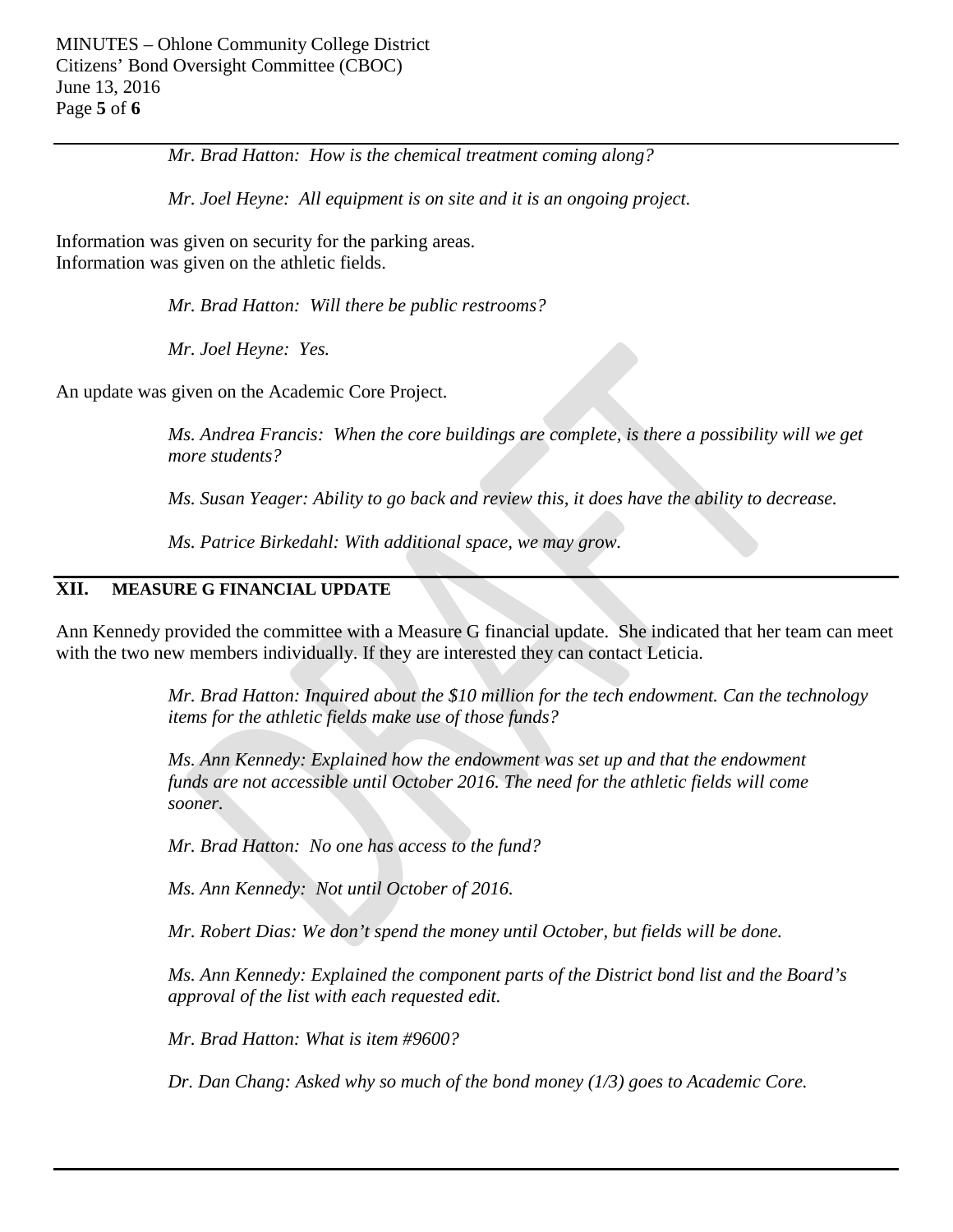*Mr. Brad Hatton: How is the chemical treatment coming along?*

*Mr. Joel Heyne: All equipment is on site and it is an ongoing project.*

Information was given on security for the parking areas.
Information was given on the athletic fields.

*Mr. Brad Hatton: Will there be public restrooms?*

*Mr. Joel Heyne: Yes.*

An update was given on the Academic Core Project.

*Ms. Andrea Francis: When the core buildings are complete, is there a possibility will we get more students?*

*Ms. Susan Yeager: Ability to go back and review this, it does have the ability to decrease.*

*Ms. Patrice Birkedahl: With additional space, we may grow.*

## XII. MEASURE G FINANCIAL UPDATE

Ann Kennedy provided the committee with a Measure G financial update. She indicated that her team can meet with the two new members individually. If they are interested they can contact Leticia.

*Mr. Brad Hatton: Inquired about the $10 million for the tech endowment. Can the technology items for the athletic fields make use of those funds?*

*Ms. Ann Kennedy: Explained how the endowment was set up and that the endowment funds are not accessible until October 2016. The need for the athletic fields will come sooner.*

*Mr. Brad Hatton: No one has access to the fund?*

*Ms. Ann Kennedy: Not until October of 2016.*

*Mr. Robert Dias: We don't spend the money until October, but fields will be done.*

*Ms. Ann Kennedy: Explained the component parts of the District bond list and the Board's approval of the list with each requested edit.*

*Mr. Brad Hatton: What is item #9600?*

*Dr. Dan Chang: Asked why so much of the bond money (1/3) goes to Academic Core.*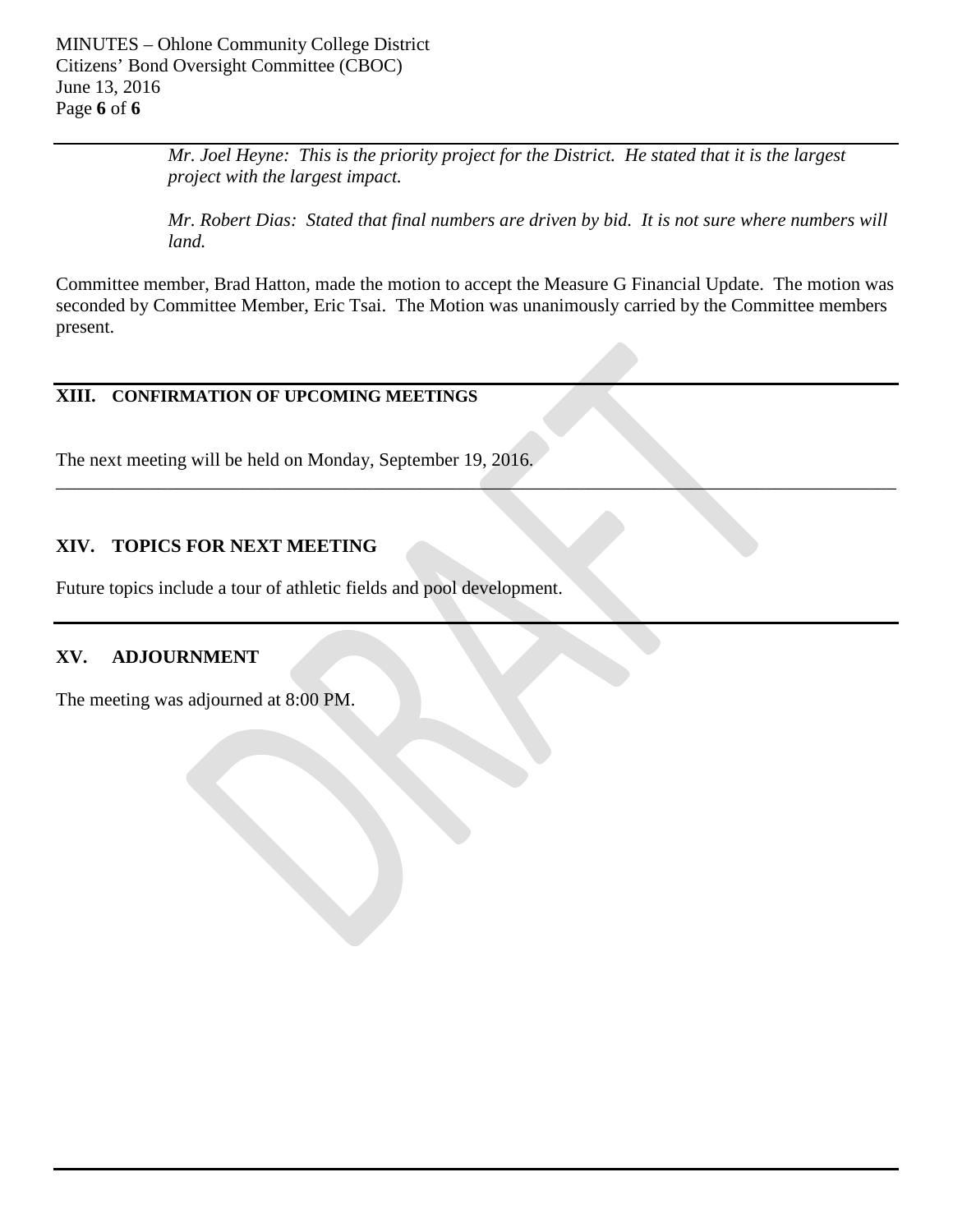*Mr. Joel Heyne: This is the priority project for the District. He stated that it is the largest project with the largest impact.*

*Mr. Robert Dias: Stated that final numbers are driven by bid. It is not sure where numbers will land.*

Committee member, Brad Hatton, made the motion to accept the Measure G Financial Update. The motion was seconded by Committee Member, Eric Tsai. The Motion was unanimously carried by the Committee members present.

## XIII. CONFIRMATION OF UPCOMING MEETINGS

The next meeting will be held on Monday, September 19, 2016.

## XIV. TOPICS FOR NEXT MEETING

Future topics include a tour of athletic fields and pool development.

## XV. ADJOURNMENT

The meeting was adjourned at 8:00 PM.